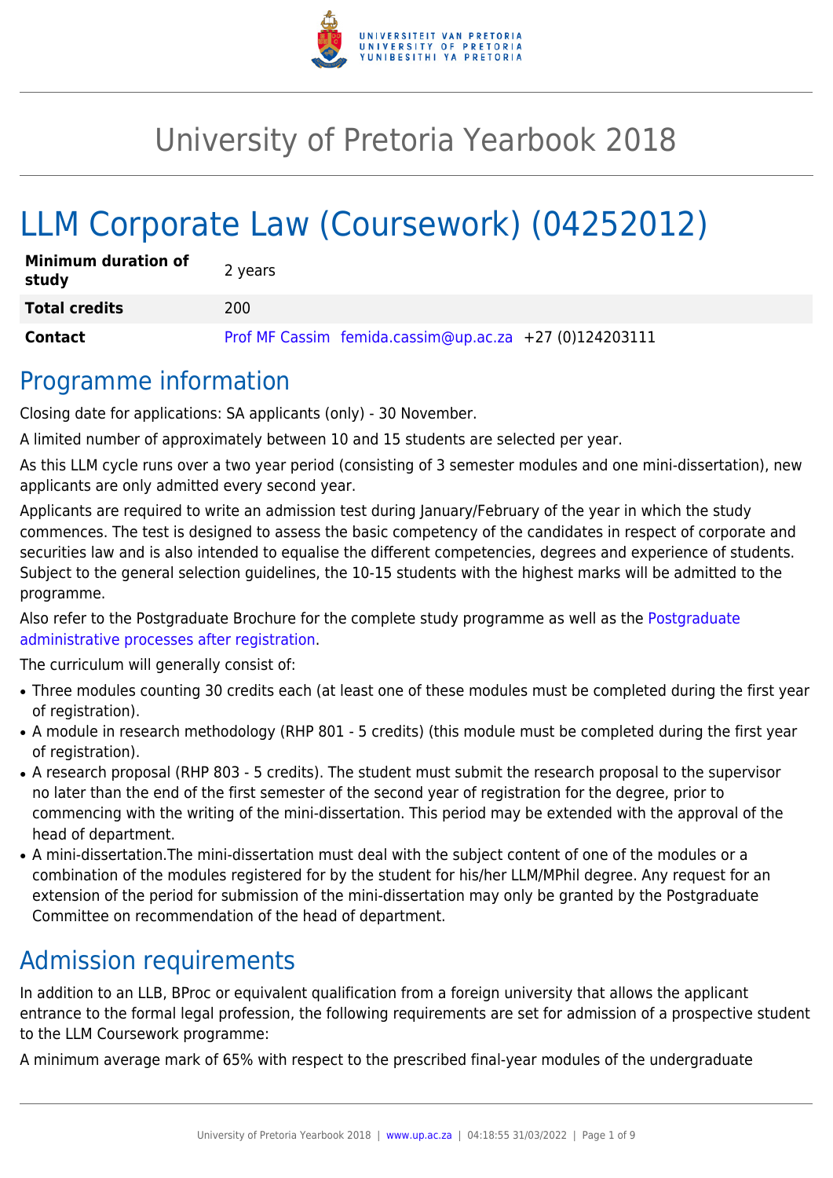# University of Pretoria Yearbook 2018

# LLM Corporate Law (Coursework) (04252012)

| | |
|---|---|
| **Minimum duration of study** | 2 years |
| **Total credits** | 200 |
| **Contact** | Prof MF Cassim femida.cassim@up.ac.za +27 (0)124203111 |

## Programme information

Closing date for applications: SA applicants (only) - 30 November.

A limited number of approximately between 10 and 15 students are selected per year.

As this LLM cycle runs over a two year period (consisting of 3 semester modules and one mini-dissertation), new applicants are only admitted every second year.

Applicants are required to write an admission test during January/February of the year in which the study commences. The test is designed to assess the basic competency of the candidates in respect of corporate and securities law and is also intended to equalise the different competencies, degrees and experience of students. Subject to the general selection guidelines, the 10-15 students with the highest marks will be admitted to the programme.

Also refer to the Postgraduate Brochure for the complete study programme as well as the Postgraduate administrative processes after registration.

The curriculum will generally consist of:

- Three modules counting 30 credits each (at least one of these modules must be completed during the first year of registration).
- A module in research methodology (RHP 801 - 5 credits) (this module must be completed during the first year of registration).
- A research proposal (RHP 803 - 5 credits). The student must submit the research proposal to the supervisor no later than the end of the first semester of the second year of registration for the degree, prior to commencing with the writing of the mini-dissertation. This period may be extended with the approval of the head of department.
- A mini-dissertation.The mini-dissertation must deal with the subject content of one of the modules or a combination of the modules registered for by the student for his/her LLM/MPhil degree. Any request for an extension of the period for submission of the mini-dissertation may only be granted by the Postgraduate Committee on recommendation of the head of department.

## Admission requirements

In addition to an LLB, BProc or equivalent qualification from a foreign university that allows the applicant entrance to the formal legal profession, the following requirements are set for admission of a prospective student to the LLM Coursework programme:

A minimum average mark of 65% with respect to the prescribed final-year modules of the undergraduate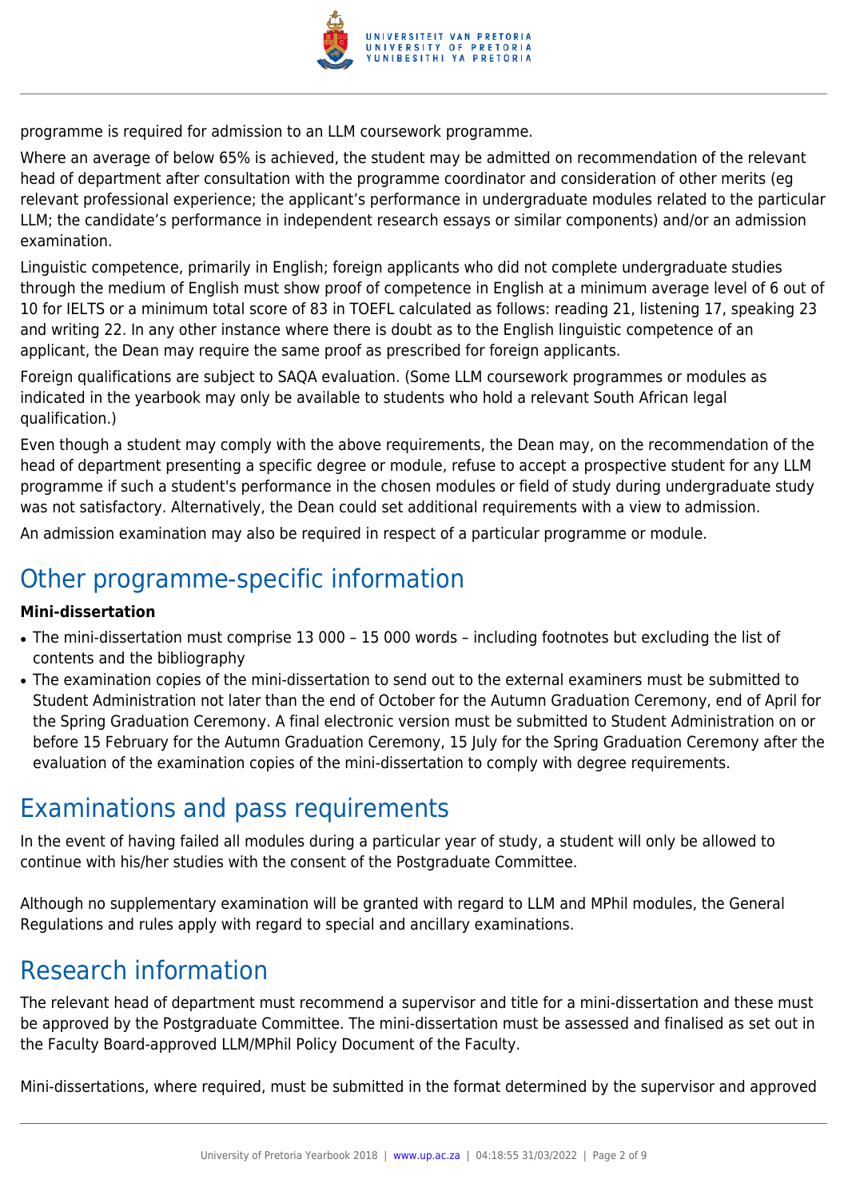programme is required for admission to an LLM coursework programme.

Where an average of below 65% is achieved, the student may be admitted on recommendation of the relevant head of department after consultation with the programme coordinator and consideration of other merits (eg relevant professional experience; the applicant's performance in undergraduate modules related to the particular LLM; the candidate's performance in independent research essays or similar components) and/or an admission examination.

Linguistic competence, primarily in English; foreign applicants who did not complete undergraduate studies through the medium of English must show proof of competence in English at a minimum average level of 6 out of 10 for IELTS or a minimum total score of 83 in TOEFL calculated as follows: reading 21, listening 17, speaking 23 and writing 22. In any other instance where there is doubt as to the English linguistic competence of an applicant, the Dean may require the same proof as prescribed for foreign applicants.

Foreign qualifications are subject to SAQA evaluation. (Some LLM coursework programmes or modules as indicated in the yearbook may only be available to students who hold a relevant South African legal qualification.)

Even though a student may comply with the above requirements, the Dean may, on the recommendation of the head of department presenting a specific degree or module, refuse to accept a prospective student for any LLM programme if such a student's performance in the chosen modules or field of study during undergraduate study was not satisfactory. Alternatively, the Dean could set additional requirements with a view to admission.

An admission examination may also be required in respect of a particular programme or module.

# Other programme-specific information

**Mini-dissertation**

- The mini-dissertation must comprise 13 000 – 15 000 words – including footnotes but excluding the list of contents and the bibliography
- The examination copies of the mini-dissertation to send out to the external examiners must be submitted to Student Administration not later than the end of October for the Autumn Graduation Ceremony, end of April for the Spring Graduation Ceremony. A final electronic version must be submitted to Student Administration on or before 15 February for the Autumn Graduation Ceremony, 15 July for the Spring Graduation Ceremony after the evaluation of the examination copies of the mini-dissertation to comply with degree requirements.

# Examinations and pass requirements

In the event of having failed all modules during a particular year of study, a student will only be allowed to continue with his/her studies with the consent of the Postgraduate Committee.

Although no supplementary examination will be granted with regard to LLM and MPhil modules, the General Regulations and rules apply with regard to special and ancillary examinations.

# Research information

The relevant head of department must recommend a supervisor and title for a mini-dissertation and these must be approved by the Postgraduate Committee. The mini-dissertation must be assessed and finalised as set out in the Faculty Board-approved LLM/MPhil Policy Document of the Faculty.

Mini-dissertations, where required, must be submitted in the format determined by the supervisor and approved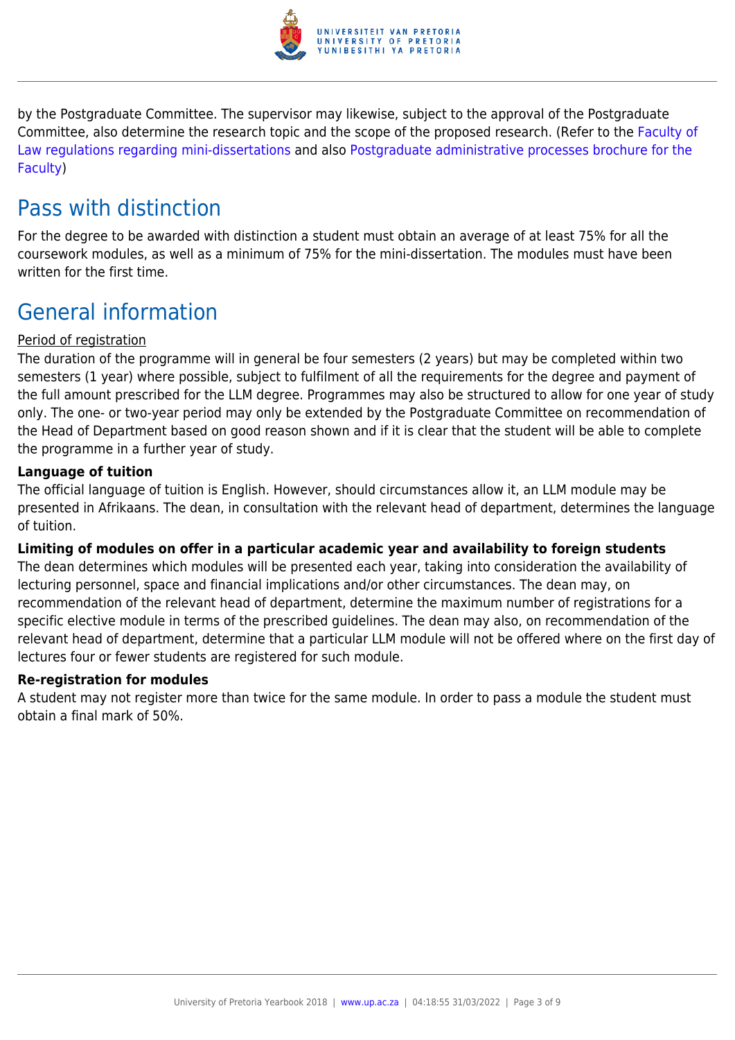by the Postgraduate Committee. The supervisor may likewise, subject to the approval of the Postgraduate Committee, also determine the research topic and the scope of the proposed research. (Refer to the Faculty of Law regulations regarding mini-dissertations and also Postgraduate administrative processes brochure for the Faculty)

## Pass with distinction

For the degree to be awarded with distinction a student must obtain an average of at least 75% for all the coursework modules, as well as a minimum of 75% for the mini-dissertation. The modules must have been written for the first time.

## General information

Period of registration

The duration of the programme will in general be four semesters (2 years) but may be completed within two semesters (1 year) where possible, subject to fulfilment of all the requirements for the degree and payment of the full amount prescribed for the LLM degree. Programmes may also be structured to allow for one year of study only. The one- or two-year period may only be extended by the Postgraduate Committee on recommendation of the Head of Department based on good reason shown and if it is clear that the student will be able to complete the programme in a further year of study.

**Language of tuition**

The official language of tuition is English. However, should circumstances allow it, an LLM module may be presented in Afrikaans. The dean, in consultation with the relevant head of department, determines the language of tuition.

**Limiting of modules on offer in a particular academic year and availability to foreign students**

The dean determines which modules will be presented each year, taking into consideration the availability of lecturing personnel, space and financial implications and/or other circumstances. The dean may, on recommendation of the relevant head of department, determine the maximum number of registrations for a specific elective module in terms of the prescribed guidelines. The dean may also, on recommendation of the relevant head of department, determine that a particular LLM module will not be offered where on the first day of lectures four or fewer students are registered for such module.

**Re-registration for modules**

A student may not register more than twice for the same module. In order to pass a module the student must obtain a final mark of 50%.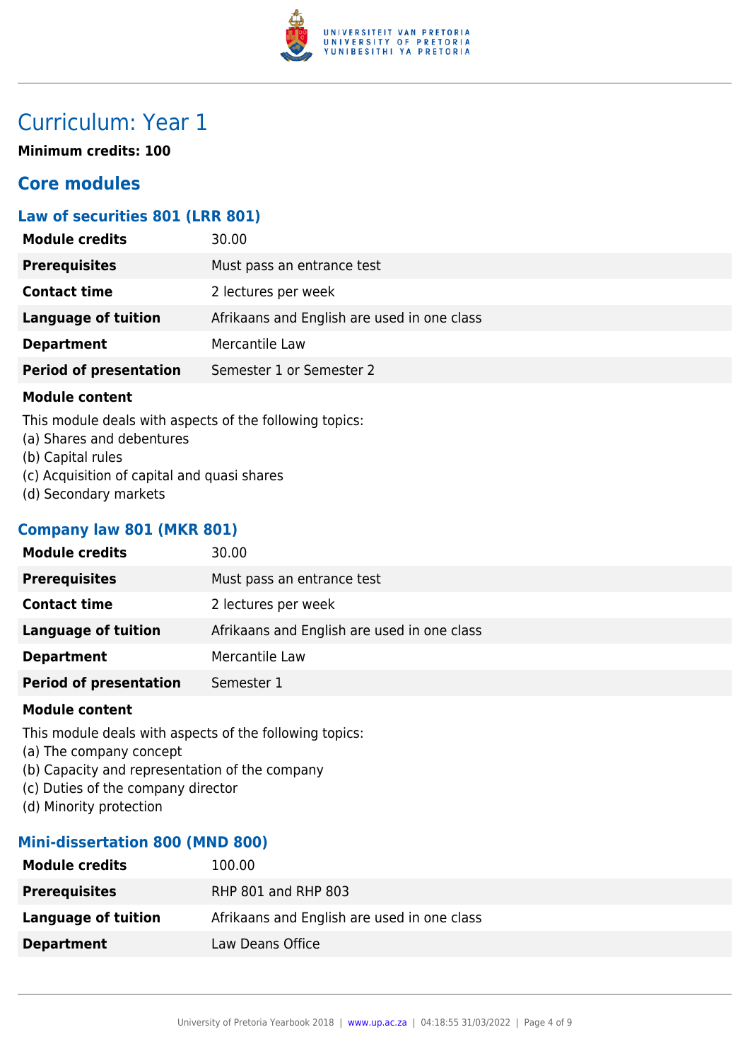# Curriculum: Year 1

**Minimum credits: 100**

## Core modules

### Law of securities 801 (LRR 801)

| | |
|---|---|
| **Module credits** | 30.00 |
| **Prerequisites** | Must pass an entrance test |
| **Contact time** | 2 lectures per week |
| **Language of tuition** | Afrikaans and English are used in one class |
| **Department** | Mercantile Law |
| **Period of presentation** | Semester 1 or Semester 2 |

**Module content**

This module deals with aspects of the following topics:
(a) Shares and debentures
(b) Capital rules
(c) Acquisition of capital and quasi shares
(d) Secondary markets

### Company law 801 (MKR 801)

| | |
|---|---|
| **Module credits** | 30.00 |
| **Prerequisites** | Must pass an entrance test |
| **Contact time** | 2 lectures per week |
| **Language of tuition** | Afrikaans and English are used in one class |
| **Department** | Mercantile Law |
| **Period of presentation** | Semester 1 |

**Module content**

This module deals with aspects of the following topics:
(a) The company concept
(b) Capacity and representation of the company
(c) Duties of the company director
(d) Minority protection

### Mini-dissertation 800 (MND 800)

| | |
|---|---|
| **Module credits** | 100.00 |
| **Prerequisites** | RHP 801 and RHP 803 |
| **Language of tuition** | Afrikaans and English are used in one class |
| **Department** | Law Deans Office |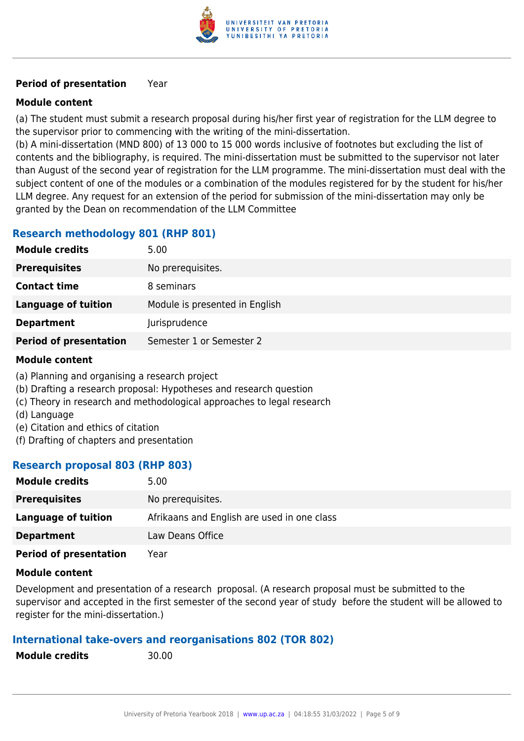| | |
|---|---|
| **Period of presentation** | Year |

**Module content**

(a) The student must submit a research proposal during his/her first year of registration for the LLM degree to the supervisor prior to commencing with the writing of the mini-dissertation.
(b) A mini-dissertation (MND 800) of 13 000 to 15 000 words inclusive of footnotes but excluding the list of contents and the bibliography, is required. The mini-dissertation must be submitted to the supervisor not later than August of the second year of registration for the LLM programme. The mini-dissertation must deal with the subject content of one of the modules or a combination of the modules registered for by the student for his/her LLM degree. Any request for an extension of the period for submission of the mini-dissertation may only be granted by the Dean on recommendation of the LLM Committee

### Research methodology 801 (RHP 801)

| | |
|---|---|
| **Module credits** | 5.00 |
| **Prerequisites** | No prerequisites. |
| **Contact time** | 8 seminars |
| **Language of tuition** | Module is presented in English |
| **Department** | Jurisprudence |
| **Period of presentation** | Semester 1 or Semester 2 |

**Module content**

(a) Planning and organising a research project
(b) Drafting a research proposal: Hypotheses and research question
(c) Theory in research and methodological approaches to legal research
(d) Language
(e) Citation and ethics of citation
(f) Drafting of chapters and presentation

### Research proposal 803 (RHP 803)

| | |
|---|---|
| **Module credits** | 5.00 |
| **Prerequisites** | No prerequisites. |
| **Language of tuition** | Afrikaans and English are used in one class |
| **Department** | Law Deans Office |
| **Period of presentation** | Year |

**Module content**

Development and presentation of a research proposal. (A research proposal must be submitted to the supervisor and accepted in the first semester of the second year of study before the student will be allowed to register for the mini-dissertation.)

### International take-overs and reorganisations 802 (TOR 802)

| | |
|---|---|
| **Module credits** | 30.00 |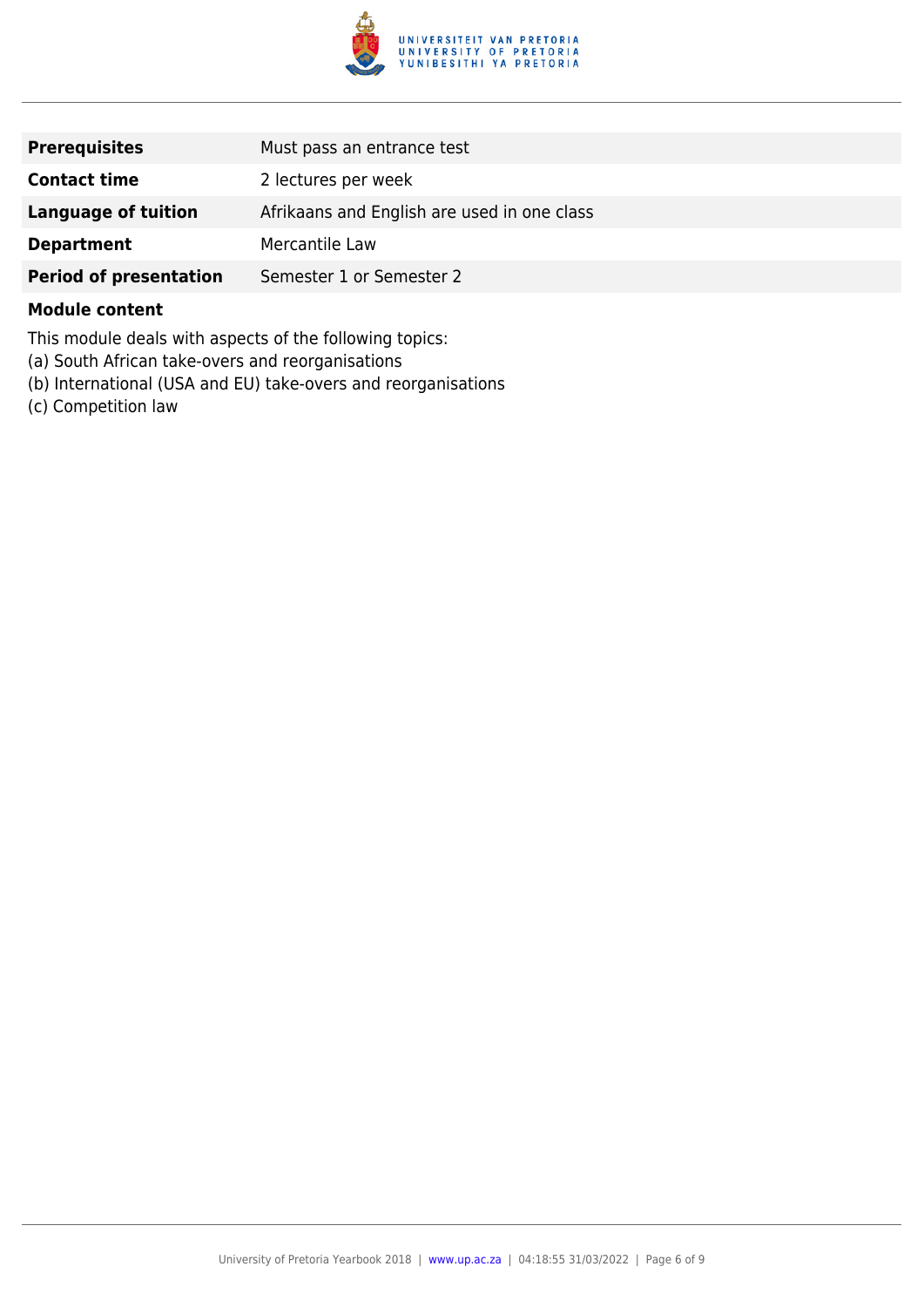| | |
|---|---|
| **Prerequisites** | Must pass an entrance test |
| **Contact time** | 2 lectures per week |
| **Language of tuition** | Afrikaans and English are used in one class |
| **Department** | Mercantile Law |
| **Period of presentation** | Semester 1 or Semester 2 |

**Module content**

This module deals with aspects of the following topics:
(a) South African take-overs and reorganisations
(b) International (USA and EU) take-overs and reorganisations
(c) Competition law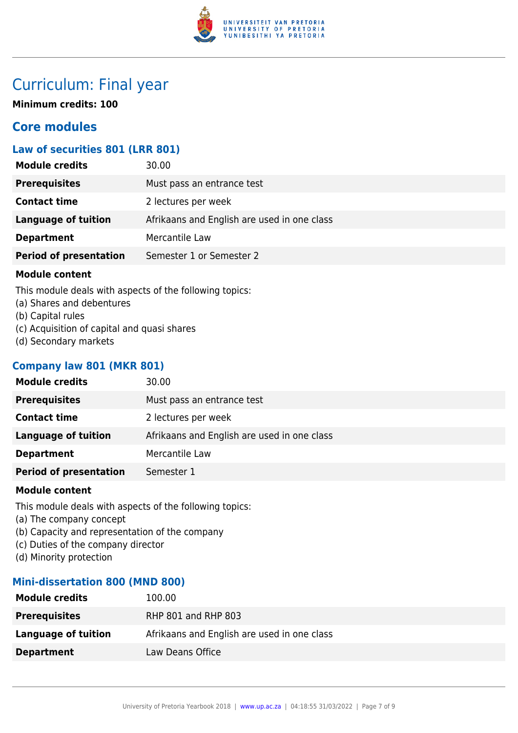# Curriculum: Final year

**Minimum credits: 100**

## Core modules

### Law of securities 801 (LRR 801)

| | |
|---|---|
| **Module credits** | 30.00 |
| **Prerequisites** | Must pass an entrance test |
| **Contact time** | 2 lectures per week |
| **Language of tuition** | Afrikaans and English are used in one class |
| **Department** | Mercantile Law |
| **Period of presentation** | Semester 1 or Semester 2 |

**Module content**

This module deals with aspects of the following topics:
(a) Shares and debentures
(b) Capital rules
(c) Acquisition of capital and quasi shares
(d) Secondary markets

### Company law 801 (MKR 801)

| | |
|---|---|
| **Module credits** | 30.00 |
| **Prerequisites** | Must pass an entrance test |
| **Contact time** | 2 lectures per week |
| **Language of tuition** | Afrikaans and English are used in one class |
| **Department** | Mercantile Law |
| **Period of presentation** | Semester 1 |

**Module content**

This module deals with aspects of the following topics:
(a) The company concept
(b) Capacity and representation of the company
(c) Duties of the company director
(d) Minority protection

### Mini-dissertation 800 (MND 800)

| | |
|---|---|
| **Module credits** | 100.00 |
| **Prerequisites** | RHP 801 and RHP 803 |
| **Language of tuition** | Afrikaans and English are used in one class |
| **Department** | Law Deans Office |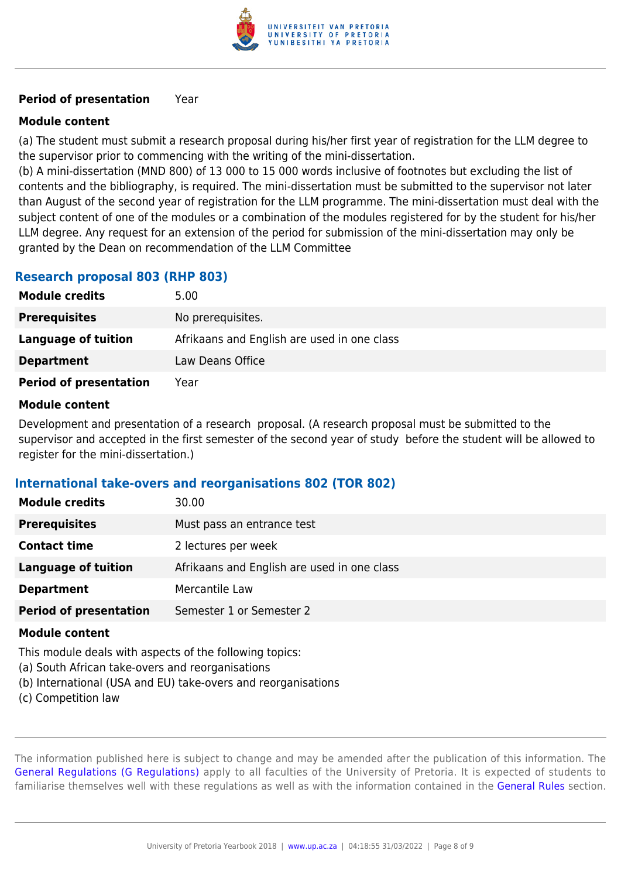| | |
|---|---|
| **Period of presentation** | Year |

**Module content**

(a) The student must submit a research proposal during his/her first year of registration for the LLM degree to the supervisor prior to commencing with the writing of the mini-dissertation.
(b) A mini-dissertation (MND 800) of 13 000 to 15 000 words inclusive of footnotes but excluding the list of contents and the bibliography, is required. The mini-dissertation must be submitted to the supervisor not later than August of the second year of registration for the LLM programme. The mini-dissertation must deal with the subject content of one of the modules or a combination of the modules registered for by the student for his/her LLM degree. Any request for an extension of the period for submission of the mini-dissertation may only be granted by the Dean on recommendation of the LLM Committee

### Research proposal 803 (RHP 803)

| | |
|---|---|
| **Module credits** | 5.00 |
| **Prerequisites** | No prerequisites. |
| **Language of tuition** | Afrikaans and English are used in one class |
| **Department** | Law Deans Office |
| **Period of presentation** | Year |

**Module content**

Development and presentation of a research proposal. (A research proposal must be submitted to the supervisor and accepted in the first semester of the second year of study before the student will be allowed to register for the mini-dissertation.)

### International take-overs and reorganisations 802 (TOR 802)

| | |
|---|---|
| **Module credits** | 30.00 |
| **Prerequisites** | Must pass an entrance test |
| **Contact time** | 2 lectures per week |
| **Language of tuition** | Afrikaans and English are used in one class |
| **Department** | Mercantile Law |
| **Period of presentation** | Semester 1 or Semester 2 |

**Module content**

This module deals with aspects of the following topics:
(a) South African take-overs and reorganisations
(b) International (USA and EU) take-overs and reorganisations
(c) Competition law

The information published here is subject to change and may be amended after the publication of this information. The General Regulations (G Regulations) apply to all faculties of the University of Pretoria. It is expected of students to familiarise themselves well with these regulations as well as with the information contained in the General Rules section.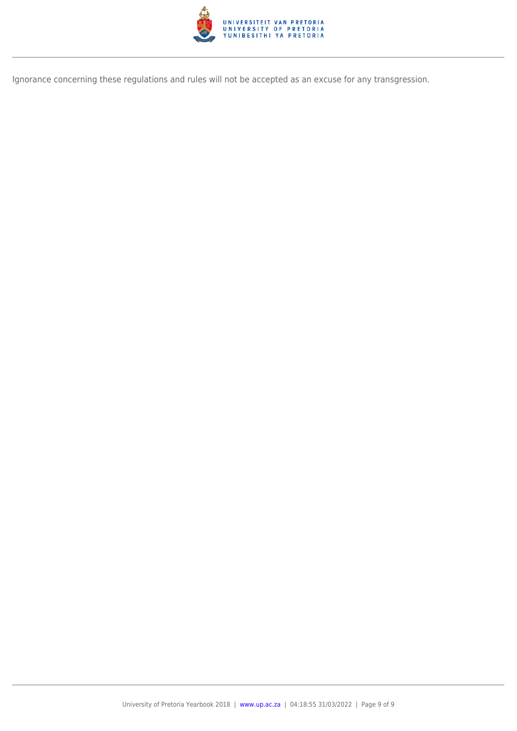Ignorance concerning these regulations and rules will not be accepted as an excuse for any transgression.